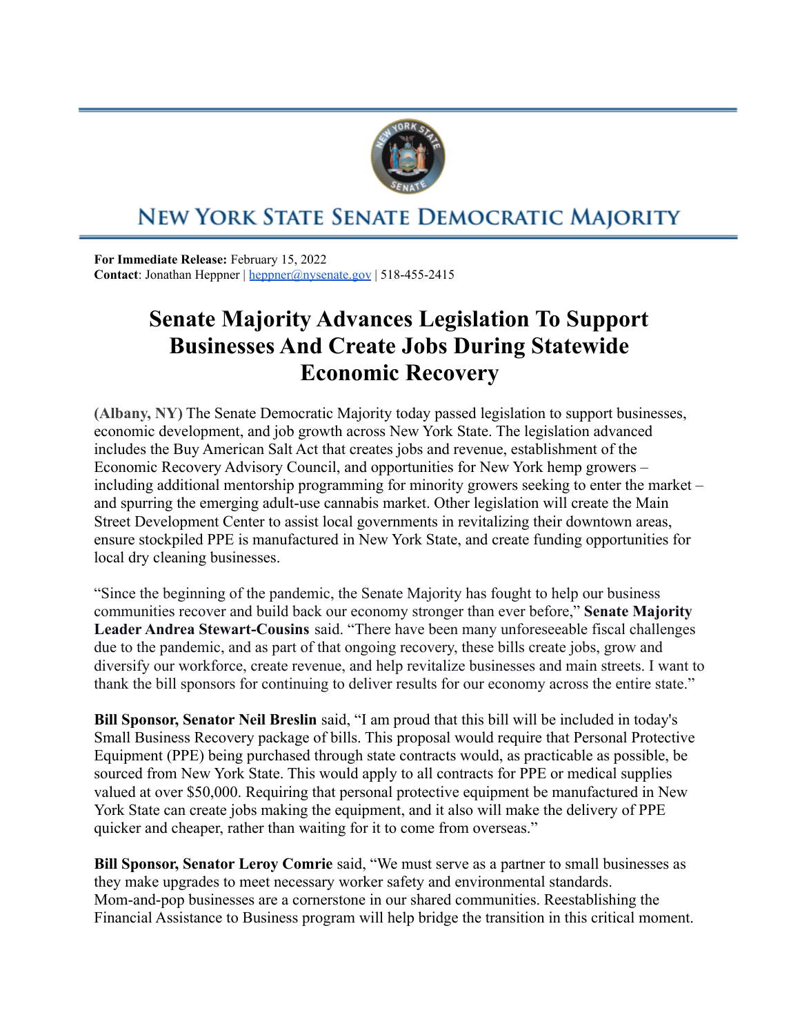**NEW YORK STATE SENATE DEMOCRATIC MAJORITY**

**For Immediate Release:** February 15, 2022
**Contact**: Jonathan Heppner | heppner@nysenate.gov | 518-455-2415

# Senate Majority Advances Legislation To Support Businesses And Create Jobs During Statewide Economic Recovery

**(Albany, NY)** The Senate Democratic Majority today passed legislation to support businesses, economic development, and job growth across New York State. The legislation advanced includes the Buy American Salt Act that creates jobs and revenue, establishment of the Economic Recovery Advisory Council, and opportunities for New York hemp growers – including additional mentorship programming for minority growers seeking to enter the market – and spurring the emerging adult-use cannabis market. Other legislation will create the Main Street Development Center to assist local governments in revitalizing their downtown areas, ensure stockpiled PPE is manufactured in New York State, and create funding opportunities for local dry cleaning businesses.

"Since the beginning of the pandemic, the Senate Majority has fought to help our business communities recover and build back our economy stronger than ever before," **Senate Majority Leader Andrea Stewart-Cousins** said. "There have been many unforeseeable fiscal challenges due to the pandemic, and as part of that ongoing recovery, these bills create jobs, grow and diversify our workforce, create revenue, and help revitalize businesses and main streets. I want to thank the bill sponsors for continuing to deliver results for our economy across the entire state."

**Bill Sponsor, Senator Neil Breslin** said, "I am proud that this bill will be included in today's Small Business Recovery package of bills. This proposal would require that Personal Protective Equipment (PPE) being purchased through state contracts would, as practicable as possible, be sourced from New York State. This would apply to all contracts for PPE or medical supplies valued at over $50,000. Requiring that personal protective equipment be manufactured in New York State can create jobs making the equipment, and it also will make the delivery of PPE quicker and cheaper, rather than waiting for it to come from overseas."

**Bill Sponsor, Senator Leroy Comrie** said, "We must serve as a partner to small businesses as they make upgrades to meet necessary worker safety and environmental standards. Mom-and-pop businesses are a cornerstone in our shared communities. Reestablishing the Financial Assistance to Business program will help bridge the transition in this critical moment.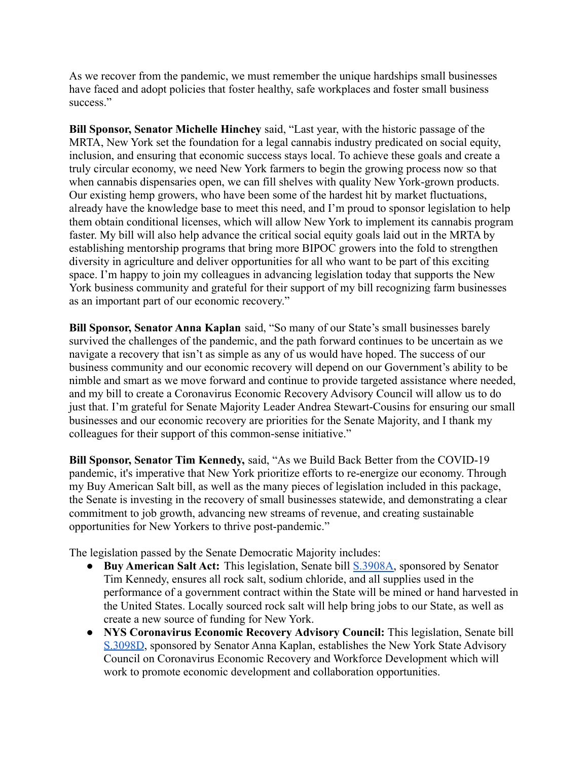As we recover from the pandemic, we must remember the unique hardships small businesses have faced and adopt policies that foster healthy, safe workplaces and foster small business success."

**Bill Sponsor, Senator Michelle Hinchey** said, "Last year, with the historic passage of the MRTA, New York set the foundation for a legal cannabis industry predicated on social equity, inclusion, and ensuring that economic success stays local. To achieve these goals and create a truly circular economy, we need New York farmers to begin the growing process now so that when cannabis dispensaries open, we can fill shelves with quality New York-grown products. Our existing hemp growers, who have been some of the hardest hit by market fluctuations, already have the knowledge base to meet this need, and I'm proud to sponsor legislation to help them obtain conditional licenses, which will allow New York to implement its cannabis program faster. My bill will also help advance the critical social equity goals laid out in the MRTA by establishing mentorship programs that bring more BIPOC growers into the fold to strengthen diversity in agriculture and deliver opportunities for all who want to be part of this exciting space. I'm happy to join my colleagues in advancing legislation today that supports the New York business community and grateful for their support of my bill recognizing farm businesses as an important part of our economic recovery."

**Bill Sponsor, Senator Anna Kaplan** said, "So many of our State's small businesses barely survived the challenges of the pandemic, and the path forward continues to be uncertain as we navigate a recovery that isn't as simple as any of us would have hoped. The success of our business community and our economic recovery will depend on our Government's ability to be nimble and smart as we move forward and continue to provide targeted assistance where needed, and my bill to create a Coronavirus Economic Recovery Advisory Council will allow us to do just that. I'm grateful for Senate Majority Leader Andrea Stewart-Cousins for ensuring our small businesses and our economic recovery are priorities for the Senate Majority, and I thank my colleagues for their support of this common-sense initiative."

**Bill Sponsor, Senator Tim Kennedy,** said, "As we Build Back Better from the COVID-19 pandemic, it's imperative that New York prioritize efforts to re-energize our economy. Through my Buy American Salt bill, as well as the many pieces of legislation included in this package, the Senate is investing in the recovery of small businesses statewide, and demonstrating a clear commitment to job growth, advancing new streams of revenue, and creating sustainable opportunities for New Yorkers to thrive post-pandemic."

The legislation passed by the Senate Democratic Majority includes:

- **Buy American Salt Act:** This legislation, Senate bill S.3908A, sponsored by Senator Tim Kennedy, ensures all rock salt, sodium chloride, and all supplies used in the performance of a government contract within the State will be mined or hand harvested in the United States. Locally sourced rock salt will help bring jobs to our State, as well as create a new source of funding for New York.
- **NYS Coronavirus Economic Recovery Advisory Council:** This legislation, Senate bill S.3098D, sponsored by Senator Anna Kaplan, establishes the New York State Advisory Council on Coronavirus Economic Recovery and Workforce Development which will work to promote economic development and collaboration opportunities.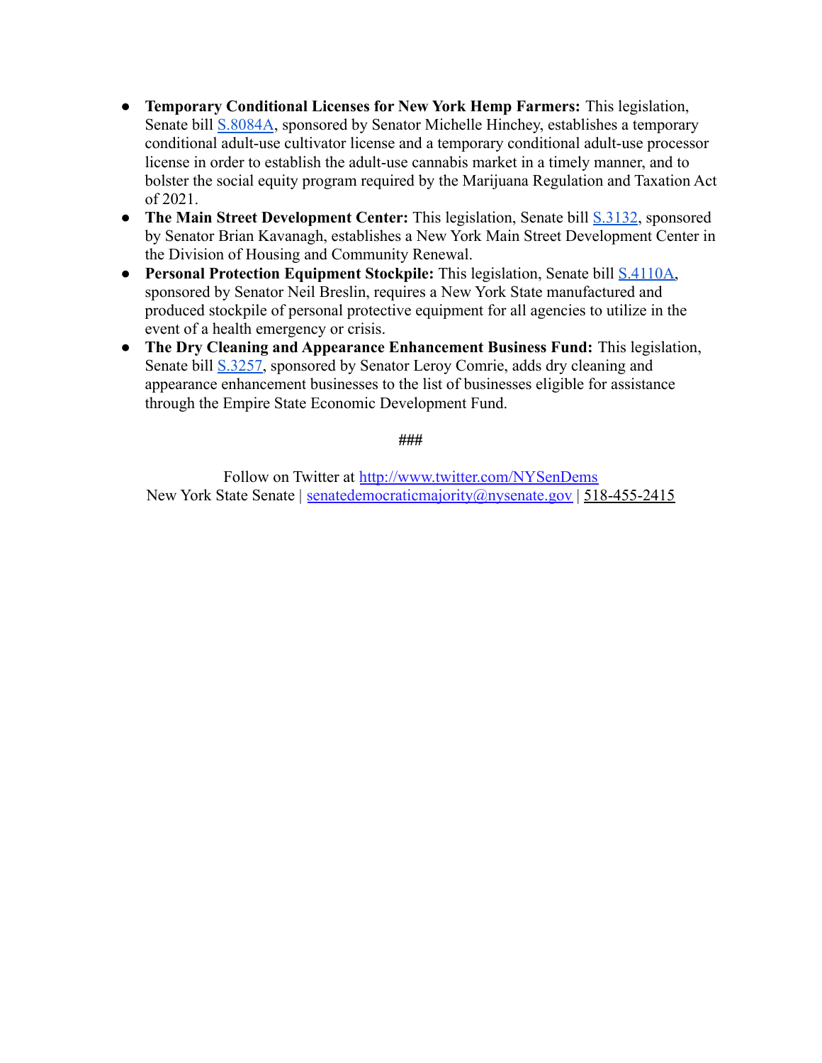- **Temporary Conditional Licenses for New York Hemp Farmers:** This legislation, Senate bill S.8084A, sponsored by Senator Michelle Hinchey, establishes a temporary conditional adult-use cultivator license and a temporary conditional adult-use processor license in order to establish the adult-use cannabis market in a timely manner, and to bolster the social equity program required by the Marijuana Regulation and Taxation Act of 2021.
- **The Main Street Development Center:** This legislation, Senate bill S.3132, sponsored by Senator Brian Kavanagh, establishes a New York Main Street Development Center in the Division of Housing and Community Renewal.
- **Personal Protection Equipment Stockpile:** This legislation, Senate bill S.4110A, sponsored by Senator Neil Breslin, requires a New York State manufactured and produced stockpile of personal protective equipment for all agencies to utilize in the event of a health emergency or crisis.
- **The Dry Cleaning and Appearance Enhancement Business Fund:** This legislation, Senate bill S.3257, sponsored by Senator Leroy Comrie, adds dry cleaning and appearance enhancement businesses to the list of businesses eligible for assistance through the Empire State Economic Development Fund.

###

Follow on Twitter at http://www.twitter.com/NYSenDems
New York State Senate | senatedemocraticmajority@nysenate.gov | 518-455-2415